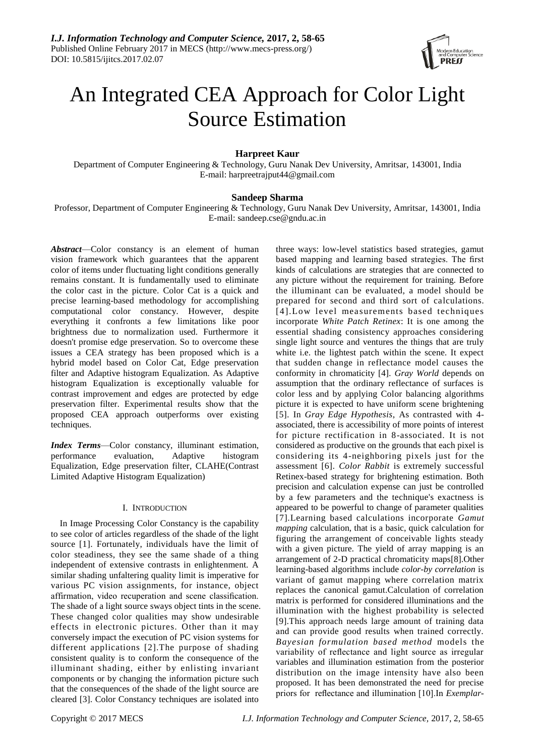# An Integrated CEA Approach for Color Light Source Estimation

**Harpreet Kaur**

Department of Computer Engineering & Technology, Guru Nanak Dev University, Amritsar, 143001, India
E-mail: harpreetrajput44@gmail.com

**Sandeep Sharma**

Professor, Department of Computer Engineering & Technology, Guru Nanak Dev University, Amritsar, 143001, India
E-mail: sandeep.cse@gndu.ac.in

***Abstract***—Color constancy is an element of human vision framework which guarantees that the apparent color of items under fluctuating light conditions generally remains constant. It is fundamentally used to eliminate the color cast in the picture. Color Cat is a quick and precise learning-based methodology for accomplishing computational color constancy. However, despite everything it confronts a few limitations like poor brightness due to normalization used. Furthermore it doesn't promise edge preservation. So to overcome these issues a CEA strategy has been proposed which is a hybrid model based on Color Cat, Edge preservation filter and Adaptive histogram Equalization. As Adaptive histogram Equalization is exceptionally valuable for contrast improvement and edges are protected by edge preservation filter. Experimental results show that the proposed CEA approach outperforms over existing techniques.

***Index Terms***—Color constancy, illuminant estimation, performance evaluation, Adaptive histogram Equalization, Edge preservation filter, CLAHE(Contrast Limited Adaptive Histogram Equalization)

## I. Introduction

In Image Processing Color Constancy is the capability to see color of articles regardless of the shade of the light source [1]. Fortunately, individuals have the limit of color steadiness, they see the same shade of a thing independent of extensive contrasts in enlightenment. A similar shading unfaltering quality limit is imperative for various PC vision assignments, for instance, object affirmation, video recuperation and scene classification. The shade of a light source sways object tints in the scene. These changed color qualities may show undesirable effects in electronic pictures. Other than it may conversely impact the execution of PC vision systems for different applications [2].The purpose of shading consistent quality is to conform the consequence of the illuminant shading, either by enlisting invariant components or by changing the information picture such that the consequences of the shade of the light source are cleared [3]. Color Constancy techniques are isolated into three ways: low-level statistics based strategies, gamut based mapping and learning based strategies. The first kinds of calculations are strategies that are connected to any picture without the requirement for training. Before the illuminant can be evaluated, a model should be prepared for second and third sort of calculations. [4].Low level measurements based techniques incorporate *White Patch Retinex*: It is one among the essential shading consistency approaches considering single light source and ventures the things that are truly white i.e. the lightest patch within the scene. It expect that sudden change in reflectance model causes the conformity in chromaticity [4]. *Gray World* depends on assumption that the ordinary reflectance of surfaces is color less and by applying Color balancing algorithms picture it is expected to have uniform scene brightening [5]. In *Gray Edge Hypothesis*, As contrasted with 4-associated, there is accessibility of more points of interest for picture rectification in 8-associated. It is not considered as productive on the grounds that each pixel is considering its 4-neighboring pixels just for the assessment [6]. *Color Rabbit* is extremely successful Retinex-based strategy for brightening estimation. Both precision and calculation expense can just be controlled by a few parameters and the technique's exactness is appeared to be powerful to change of parameter qualities [7].Learning based calculations incorporate *Gamut mapping* calculation, that is a basic, quick calculation for figuring the arrangement of conceivable lights steady with a given picture. The yield of array mapping is an arrangement of 2-D practical chromaticity maps[8].Other learning-based algorithms include *color-by correlation* is variant of gamut mapping where correlation matrix replaces the canonical gamut.Calculation of correlation matrix is performed for considered illuminations and the illumination with the highest probability is selected [9].This approach needs large amount of training data and can provide good results when trained correctly. *Bayesian formulation based method* models the variability of reflectance and light source as irregular variables and illumination estimation from the posterior distribution on the image intensity have also been proposed. It has been demonstrated the need for precise priors for reflectance and illumination [10].In *Exemplar-*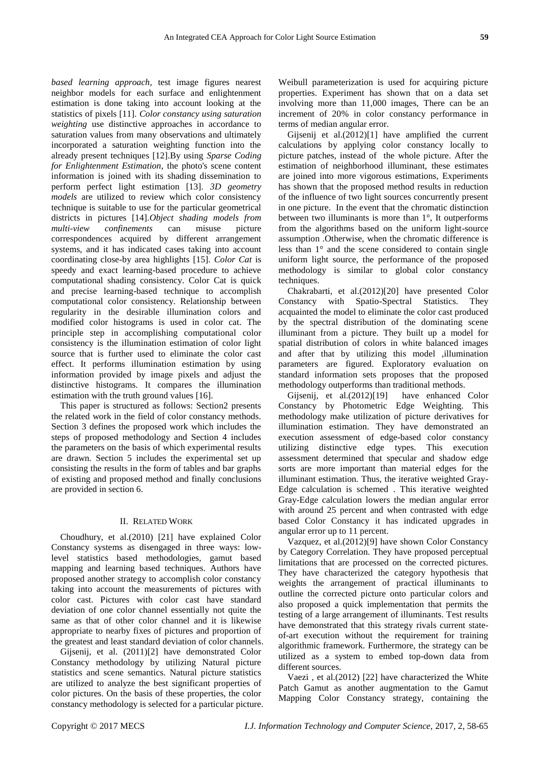*based learning approach*, test image figures nearest neighbor models for each surface and enlightenment estimation is done taking into account looking at the statistics of pixels [11]. *Color constancy using saturation weighting* use distinctive approaches in accordance to saturation values from many observations and ultimately incorporated a saturation weighting function into the already present techniques [12].By using *Sparse Coding for Enlightenment Estimation*, the photo's scene content information is joined with its shading dissemination to perform perfect light estimation [13]. *3D geometry models* are utilized to review which color consistency technique is suitable to use for the particular geometrical districts in pictures [14].*Object shading models from multi-view confinements* can misuse picture correspondences acquired by different arrangement systems, and it has indicated cases taking into account coordinating close-by area highlights [15]. *Color Cat* is speedy and exact learning-based procedure to achieve computational shading consistency. Color Cat is quick and precise learning-based technique to accomplish computational color consistency. Relationship between regularity in the desirable illumination colors and modified color histograms is used in color cat. The principle step in accomplishing computational color consistency is the illumination estimation of color light source that is further used to eliminate the color cast effect. It performs illumination estimation by using information provided by image pixels and adjust the distinctive histograms. It compares the illumination estimation with the truth ground values [16].

This paper is structured as follows: Section2 presents the related work in the field of color constancy methods. Section 3 defines the proposed work which includes the steps of proposed methodology and Section 4 includes the parameters on the basis of which experimental results are drawn. Section 5 includes the experimental set up consisting the results in the form of tables and bar graphs of existing and proposed method and finally conclusions are provided in section 6.

## II. Related Work

Choudhury, et al.(2010) [21] have explained Color Constancy systems as disengaged in three ways: low-level statistics based methodologies, gamut based mapping and learning based techniques. Authors have proposed another strategy to accomplish color constancy taking into account the measurements of pictures with color cast. Pictures with color cast have standard deviation of one color channel essentially not quite the same as that of other color channel and it is likewise appropriate to nearby fixes of pictures and proportion of the greatest and least standard deviation of color channels.

Gijsenij, et al. (2011)[2] have demonstrated Color Constancy methodology by utilizing Natural picture statistics and scene semantics. Natural picture statistics are utilized to analyze the best significant properties of color pictures. On the basis of these properties, the color constancy methodology is selected for a particular picture. Weibull parameterization is used for acquiring picture properties. Experiment has shown that on a data set involving more than 11,000 images, There can be an increment of 20% in color constancy performance in terms of median angular error.

Gijsenij et al.(2012)[1] have amplified the current calculations by applying color constancy locally to picture patches, instead of the whole picture. After the estimation of neighborhood illuminant, these estimates are joined into more vigorous estimations, Experiments has shown that the proposed method results in reduction of the influence of two light sources concurrently present in one picture. In the event that the chromatic distinction between two illuminants is more than 1°, It outperforms from the algorithms based on the uniform light-source assumption .Otherwise, when the chromatic difference is less than 1° and the scene considered to contain single uniform light source, the performance of the proposed methodology is similar to global color constancy techniques.

Chakrabarti, et al.(2012)[20] have presented Color Constancy with Spatio-Spectral Statistics. They acquainted the model to eliminate the color cast produced by the spectral distribution of the dominating scene illuminant from a picture. They built up a model for spatial distribution of colors in white balanced images and after that by utilizing this model ,illumination parameters are figured. Exploratory evaluation on standard information sets proposes that the proposed methodology outperforms than traditional methods.

Gijsenij, et al.(2012)[19] have enhanced Color Constancy by Photometric Edge Weighting. This methodology make utilization of picture derivatives for illumination estimation. They have demonstrated an execution assessment of edge-based color constancy utilizing distinctive edge types. This execution assessment determined that specular and shadow edge sorts are more important than material edges for the illuminant estimation. Thus, the iterative weighted Gray-Edge calculation is schemed . This iterative weighted Gray-Edge calculation lowers the median angular error with around 25 percent and when contrasted with edge based Color Constancy it has indicated upgrades in angular error up to 11 percent.

Vazquez, et al.(2012)[9] have shown Color Constancy by Category Correlation. They have proposed perceptual limitations that are processed on the corrected pictures. They have characterized the category hypothesis that weights the arrangement of practical illuminants to outline the corrected picture onto particular colors and also proposed a quick implementation that permits the testing of a large arrangement of illuminants. Test results have demonstrated that this strategy rivals current state-of-art execution without the requirement for training algorithmic framework. Furthermore, the strategy can be utilized as a system to embed top-down data from different sources.

Vaezi , et al.(2012) [22] have characterized the White Patch Gamut as another augmentation to the Gamut Mapping Color Constancy strategy, containing the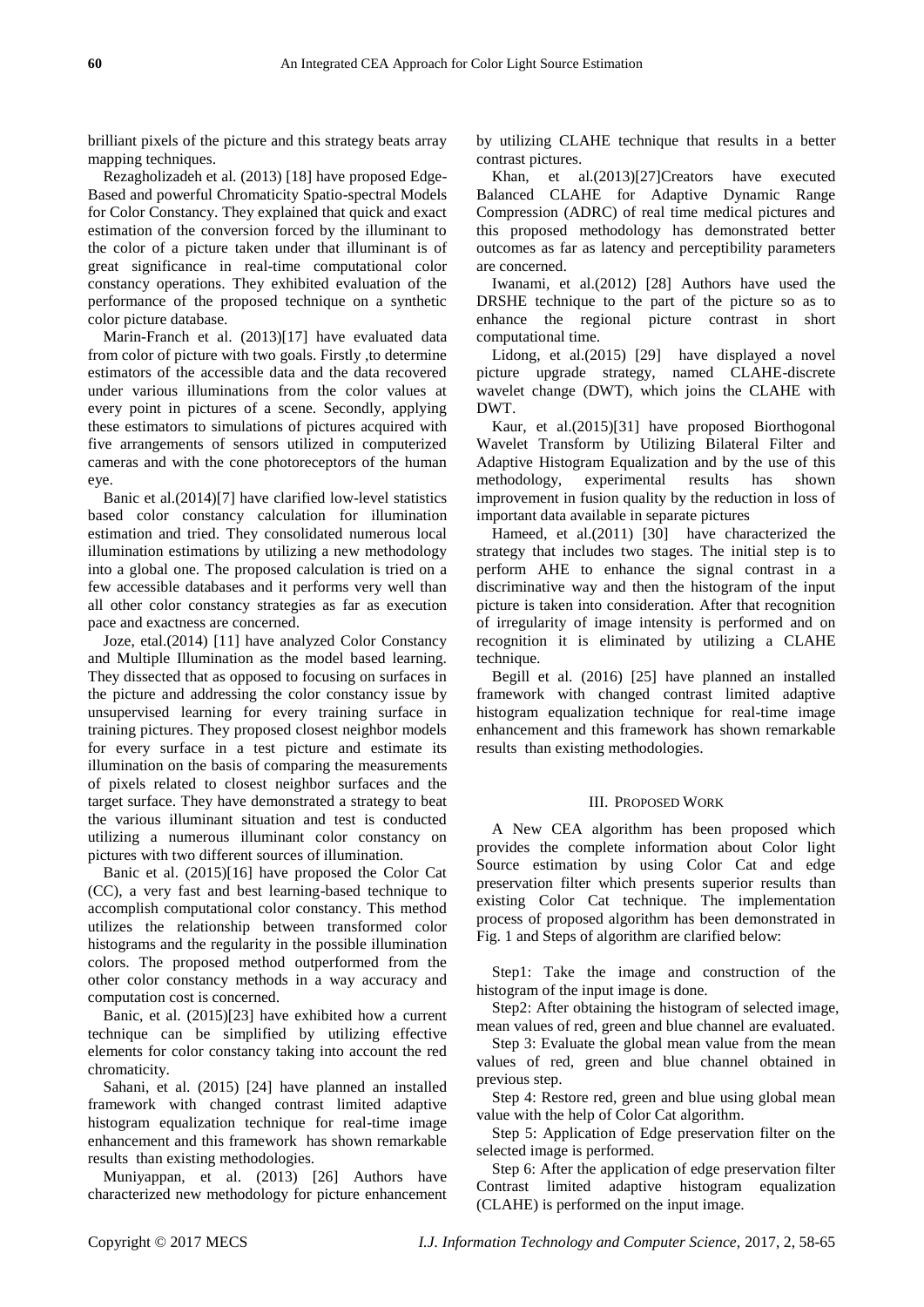brilliant pixels of the picture and this strategy beats array mapping techniques.

Rezagholizadeh et al. (2013) [18] have proposed Edge-Based and powerful Chromaticity Spatio-spectral Models for Color Constancy. They explained that quick and exact estimation of the conversion forced by the illuminant to the color of a picture taken under that illuminant is of great significance in real-time computational color constancy operations. They exhibited evaluation of the performance of the proposed technique on a synthetic color picture database.

Marin-Franch et al. (2013)[17] have evaluated data from color of picture with two goals. Firstly ,to determine estimators of the accessible data and the data recovered under various illuminations from the color values at every point in pictures of a scene. Secondly, applying these estimators to simulations of pictures acquired with five arrangements of sensors utilized in computerized cameras and with the cone photoreceptors of the human eye.

Banic et al.(2014)[7] have clarified low-level statistics based color constancy calculation for illumination estimation and tried. They consolidated numerous local illumination estimations by utilizing a new methodology into a global one. The proposed calculation is tried on a few accessible databases and it performs very well than all other color constancy strategies as far as execution pace and exactness are concerned.

Joze, etal.(2014) [11] have analyzed Color Constancy and Multiple Illumination as the model based learning. They dissected that as opposed to focusing on surfaces in the picture and addressing the color constancy issue by unsupervised learning for every training surface in training pictures. They proposed closest neighbor models for every surface in a test picture and estimate its illumination on the basis of comparing the measurements of pixels related to closest neighbor surfaces and the target surface. They have demonstrated a strategy to beat the various illuminant situation and test is conducted utilizing a numerous illuminant color constancy on pictures with two different sources of illumination.

Banic et al. (2015)[16] have proposed the Color Cat (CC), a very fast and best learning-based technique to accomplish computational color constancy. This method utilizes the relationship between transformed color histograms and the regularity in the possible illumination colors. The proposed method outperformed from the other color constancy methods in a way accuracy and computation cost is concerned.

Banic, et al. (2015)[23] have exhibited how a current technique can be simplified by utilizing effective elements for color constancy taking into account the red chromaticity.

Sahani, et al. (2015) [24] have planned an installed framework with changed contrast limited adaptive histogram equalization technique for real-time image enhancement and this framework has shown remarkable results than existing methodologies.

Muniyappan, et al. (2013) [26] Authors have characterized new methodology for picture enhancement by utilizing CLAHE technique that results in a better contrast pictures.

Khan, et al.(2013)[27]Creators have executed Balanced CLAHE for Adaptive Dynamic Range Compression (ADRC) of real time medical pictures and this proposed methodology has demonstrated better outcomes as far as latency and perceptibility parameters are concerned.

Iwanami, et al.(2012) [28] Authors have used the DRSHE technique to the part of the picture so as to enhance the regional picture contrast in short computational time.

Lidong, et al.(2015) [29] have displayed a novel picture upgrade strategy, named CLAHE-discrete wavelet change (DWT), which joins the CLAHE with DWT.

Kaur, et al.(2015)[31] have proposed Biorthogonal Wavelet Transform by Utilizing Bilateral Filter and Adaptive Histogram Equalization and by the use of this methodology, experimental results has shown improvement in fusion quality by the reduction in loss of important data available in separate pictures

Hameed, et al.(2011) [30] have characterized the strategy that includes two stages. The initial step is to perform AHE to enhance the signal contrast in a discriminative way and then the histogram of the input picture is taken into consideration. After that recognition of irregularity of image intensity is performed and on recognition it is eliminated by utilizing a CLAHE technique.

Begill et al. (2016) [25] have planned an installed framework with changed contrast limited adaptive histogram equalization technique for real-time image enhancement and this framework has shown remarkable results than existing methodologies.

## III. Proposed Work

A New CEA algorithm has been proposed which provides the complete information about Color light Source estimation by using Color Cat and edge preservation filter which presents superior results than existing Color Cat technique. The implementation process of proposed algorithm has been demonstrated in Fig. 1 and Steps of algorithm are clarified below:

Step1: Take the image and construction of the histogram of the input image is done.

Step2: After obtaining the histogram of selected image, mean values of red, green and blue channel are evaluated.

Step 3: Evaluate the global mean value from the mean values of red, green and blue channel obtained in previous step.

Step 4: Restore red, green and blue using global mean value with the help of Color Cat algorithm.

Step 5: Application of Edge preservation filter on the selected image is performed.

Step 6: After the application of edge preservation filter Contrast limited adaptive histogram equalization (CLAHE) is performed on the input image.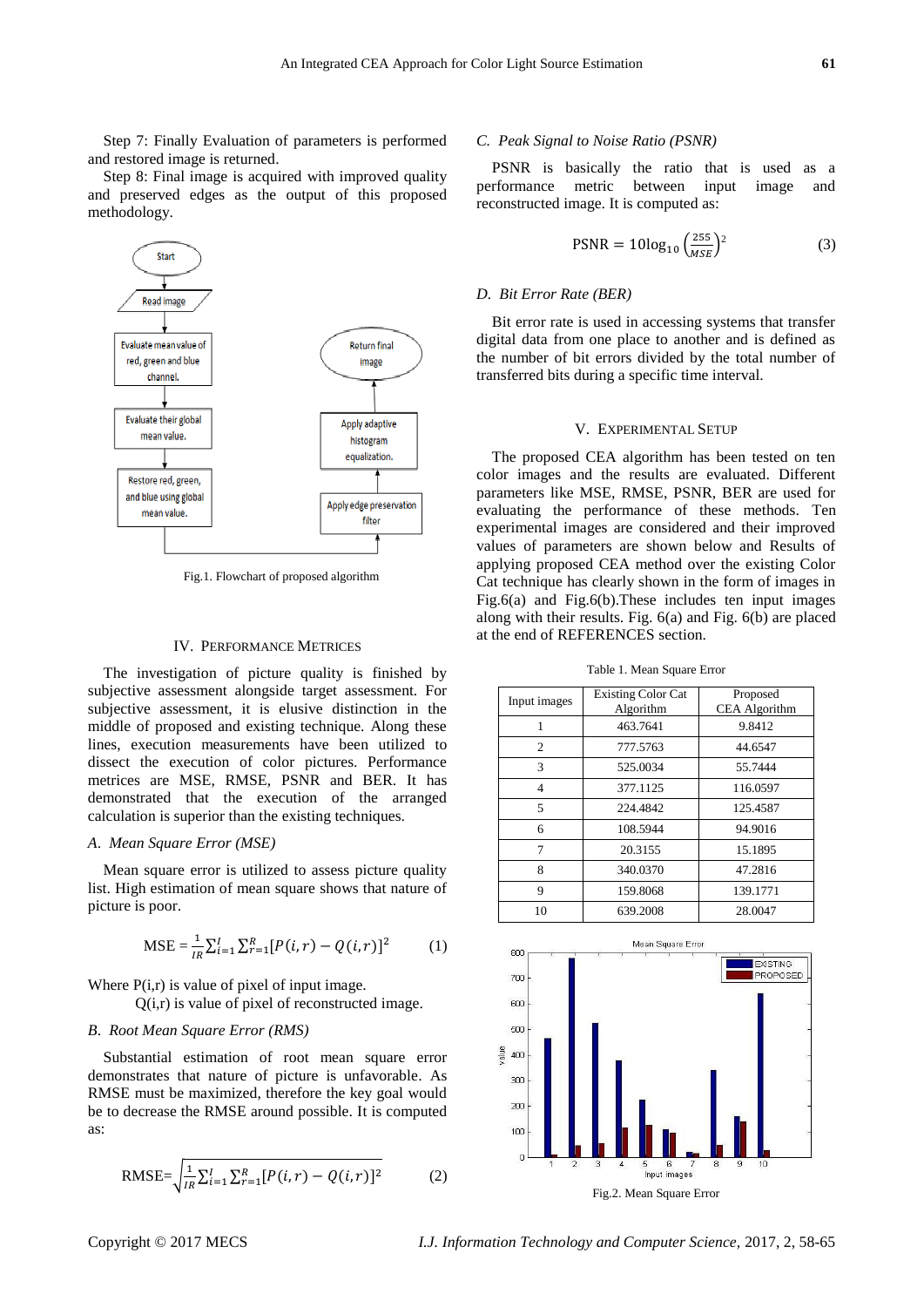Step 7: Finally Evaluation of parameters is performed and restored image is returned.

Step 8: Final image is acquired with improved quality and preserved edges as the output of this proposed methodology.

Fig.1. Flowchart of proposed algorithm

## IV. Performance Metrices

The investigation of picture quality is finished by subjective assessment alongside target assessment. For subjective assessment, it is elusive distinction in the middle of proposed and existing technique. Along these lines, execution measurements have been utilized to dissect the execution of color pictures. Performance metrices are MSE, RMSE, PSNR and BER. It has demonstrated that the execution of the arranged calculation is superior than the existing techniques.

### A. Mean Square Error (MSE)

Mean square error is utilized to assess picture quality list. High estimation of mean square shows that nature of picture is poor.

$$\text{MSE} = \frac{1}{IR}\sum_{i=1}^{I}\sum_{r=1}^{R}[P(i,r) - Q(i,r)]^2 \qquad (1)$$

Where P(i,r) is value of pixel of input image.

Q(i,r) is value of pixel of reconstructed image.

### B. Root Mean Square Error (RMS)

Substantial estimation of root mean square error demonstrates that nature of picture is unfavorable. As RMSE must be maximized, therefore the key goal would be to decrease the RMSE around possible. It is computed as:

$$\text{RMSE} = \sqrt{\frac{1}{IR}\sum_{i=1}^{I}\sum_{r=1}^{R}[P(i,r) - Q(i,r)]^2} \qquad (2)$$

### C. Peak Signal to Noise Ratio (PSNR)

PSNR is basically the ratio that is used as a performance metric between input image and reconstructed image. It is computed as:

$$\text{PSNR} = 10\log_{10}\left(\frac{255}{MSE}\right)^2 \qquad (3)$$

### D. Bit Error Rate (BER)

Bit error rate is used in accessing systems that transfer digital data from one place to another and is defined as the number of bit errors divided by the total number of transferred bits during a specific time interval.

## V. Experimental Setup

The proposed CEA algorithm has been tested on ten color images and the results are evaluated. Different parameters like MSE, RMSE, PSNR, BER are used for evaluating the performance of these methods. Ten experimental images are considered and their improved values of parameters are shown below and Results of applying proposed CEA method over the existing Color Cat technique has clearly shown in the form of images in Fig.6(a) and Fig.6(b).These includes ten input images along with their results. Fig. 6(a) and Fig. 6(b) are placed at the end of REFERENCES section.

Table 1. Mean Square Error

| Input images | Existing Color Cat Algorithm | Proposed CEA Algorithm |
|---|---|---|
| 1 | 463.7641 | 9.8412 |
| 2 | 777.5763 | 44.6547 |
| 3 | 525.0034 | 55.7444 |
| 4 | 377.1125 | 116.0597 |
| 5 | 224.4842 | 125.4587 |
| 6 | 108.5944 | 94.9016 |
| 7 | 20.3155 | 15.1895 |
| 8 | 340.0370 | 47.2816 |
| 9 | 159.8068 | 139.1771 |
| 10 | 639.2008 | 28.0047 |

Fig.2. Mean Square Error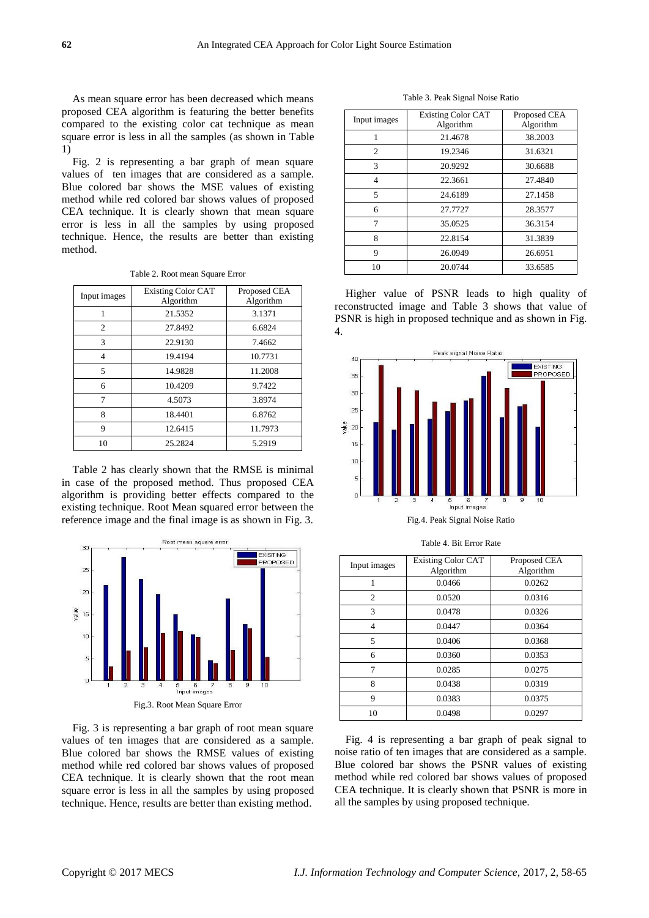As mean square error has been decreased which means proposed CEA algorithm is featuring the better benefits compared to the existing color cat technique as mean square error is less in all the samples (as shown in Table 1)

Fig. 2 is representing a bar graph of mean square values of ten images that are considered as a sample. Blue colored bar shows the MSE values of existing method while red colored bar shows values of proposed CEA technique. It is clearly shown that mean square error is less in all the samples by using proposed technique. Hence, the results are better than existing method.

Table 2. Root mean Square Error

| Input images | Existing Color CAT Algorithm | Proposed CEA Algorithm |
|---|---|---|
| 1 | 21.5352 | 3.1371 |
| 2 | 27.8492 | 6.6824 |
| 3 | 22.9130 | 7.4662 |
| 4 | 19.4194 | 10.7731 |
| 5 | 14.9828 | 11.2008 |
| 6 | 10.4209 | 9.7422 |
| 7 | 4.5073 | 3.8974 |
| 8 | 18.4401 | 6.8762 |
| 9 | 12.6415 | 11.7973 |
| 10 | 25.2824 | 5.2919 |

Table 2 has clearly shown that the RMSE is minimal in case of the proposed method. Thus proposed CEA algorithm is providing better effects compared to the existing technique. Root Mean squared error between the reference image and the final image is as shown in Fig. 3.

Fig.3. Root Mean Square Error

Fig. 3 is representing a bar graph of root mean square values of ten images that are considered as a sample. Blue colored bar shows the RMSE values of existing method while red colored bar shows values of proposed CEA technique. It is clearly shown that the root mean square error is less in all the samples by using proposed technique. Hence, results are better than existing method.

Table 3. Peak Signal Noise Ratio

| Input images | Existing Color CAT Algorithm | Proposed CEA Algorithm |
|---|---|---|
| 1 | 21.4678 | 38.2003 |
| 2 | 19.2346 | 31.6321 |
| 3 | 20.9292 | 30.6688 |
| 4 | 22.3661 | 27.4840 |
| 5 | 24.6189 | 27.1458 |
| 6 | 27.7727 | 28.3577 |
| 7 | 35.0525 | 36.3154 |
| 8 | 22.8154 | 31.3839 |
| 9 | 26.0949 | 26.6951 |
| 10 | 20.0744 | 33.6585 |

Higher value of PSNR leads to high quality of reconstructed image and Table 3 shows that value of PSNR is high in proposed technique and as shown in Fig. 4.

Fig.4. Peak Signal Noise Ratio

Table 4. Bit Error Rate

| Input images | Existing Color CAT Algorithm | Proposed CEA Algorithm |
|---|---|---|
| 1 | 0.0466 | 0.0262 |
| 2 | 0.0520 | 0.0316 |
| 3 | 0.0478 | 0.0326 |
| 4 | 0.0447 | 0.0364 |
| 5 | 0.0406 | 0.0368 |
| 6 | 0.0360 | 0.0353 |
| 7 | 0.0285 | 0.0275 |
| 8 | 0.0438 | 0.0319 |
| 9 | 0.0383 | 0.0375 |
| 10 | 0.0498 | 0.0297 |

Fig. 4 is representing a bar graph of peak signal to noise ratio of ten images that are considered as a sample. Blue colored bar shows the PSNR values of existing method while red colored bar shows values of proposed CEA technique. It is clearly shown that PSNR is more in all the samples by using proposed technique.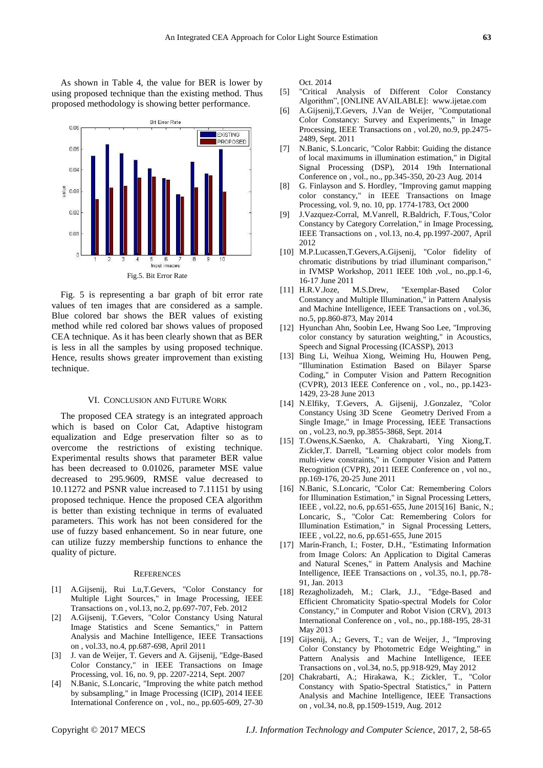As shown in Table 4, the value for BER is lower by using proposed technique than the existing method. Thus proposed methodology is showing better performance.

Fig.5. Bit Error Rate

Fig. 5 is representing a bar graph of bit error rate values of ten images that are considered as a sample. Blue colored bar shows the BER values of existing method while red colored bar shows values of proposed CEA technique. As it has been clearly shown that as BER is less in all the samples by using proposed technique. Hence, results shows greater improvement than existing technique.

## VI. Conclusion and Future Work

The proposed CEA strategy is an integrated approach which is based on Color Cat, Adaptive histogram equalization and Edge preservation filter so as to overcome the restrictions of existing technique. Experimental results shows that parameter BER value has been decreased to 0.01026, parameter MSE value decreased to 295.9609, RMSE value decreased to 10.11272 and PSNR value increased to 7.11151 by using proposed technique. Hence the proposed CEA algorithm is better than existing technique in terms of evaluated parameters. This work has not been considered for the use of fuzzy based enhancement. So in near future, one can utilize fuzzy membership functions to enhance the quality of picture.

## References

[1] A.Gijsenij, Rui Lu,T.Gevers, "Color Constancy for Multiple Light Sources," in Image Processing, IEEE Transactions on , vol.13, no.2, pp.697-707, Feb. 2012

[2] A.Gijsenij, T.Gevers, "Color Constancy Using Natural Image Statistics and Scene Semantics," in Pattern Analysis and Machine Intelligence, IEEE Transactions on , vol.33, no.4, pp.687-698, April 2011

[3] J. van de Weijer, T. Gevers and A. Gijsenij, "Edge-Based Color Constancy," in IEEE Transactions on Image Processing, vol. 16, no. 9, pp. 2207-2214, Sept. 2007

[4] N.Banic, S.Loncaric, "Improving the white patch method by subsampling," in Image Processing (ICIP), 2014 IEEE International Conference on , vol., no., pp.605-609, 27-30 Oct. 2014

[5] "Critical Analysis of Different Color Constancy Algorithm", [ONLINE AVAILABLE]: www.ijetae.com

[6] A.Gijsenij,T.Gevers, J.Van de Weijer, "Computational Color Constancy: Survey and Experiments," in Image Processing, IEEE Transactions on , vol.20, no.9, pp.2475-2489, Sept. 2011

[7] N.Banic, S.Loncaric, "Color Rabbit: Guiding the distance of local maximums in illumination estimation," in Digital Signal Processing (DSP), 2014 19th International Conference on , vol., no., pp.345-350, 20-23 Aug. 2014

[8] G. Finlayson and S. Hordley, "Improving gamut mapping color constancy," in IEEE Transactions on Image Processing, vol. 9, no. 10, pp. 1774-1783, Oct 2000

[9] J.Vazquez-Corral, M.Vanrell, R.Baldrich, F.Tous,"Color Constancy by Category Correlation," in Image Processing, IEEE Transactions on , vol.13, no.4, pp.1997-2007, April 2012

[10] M.P.Lucassen,T.Gevers,A.Gijsenij, "Color fidelity of chromatic distributions by triad illuminant comparison," in IVMSP Workshop, 2011 IEEE 10th ,vol., no.,pp.1-6, 16-17 June 2011

[11] H.R.V.Joze, M.S.Drew, "Exemplar-Based Color Constancy and Multiple Illumination," in Pattern Analysis and Machine Intelligence, IEEE Transactions on , vol.36, no.5, pp.860-873, May 2014

[12] Hyunchan Ahn, Soobin Lee, Hwang Soo Lee, "Improving color constancy by saturation weighting," in Acoustics, Speech and Signal Processing (ICASSP), 2013

[13] Bing Li, Weihua Xiong, Weiming Hu, Houwen Peng, "Illumination Estimation Based on Bilayer Sparse Coding," in Computer Vision and Pattern Recognition (CVPR), 2013 IEEE Conference on , vol., no., pp.1423-1429, 23-28 June 2013

[14] N.Elfiky, T.Gevers, A. Gijsenij, J.Gonzalez, "Color Constancy Using 3D Scene Geometry Derived From a Single Image," in Image Processing, IEEE Transactions on , vol.23, no.9, pp.3855-3868, Sept. 2014

[15] T.Owens,K.Saenko, A. Chakrabarti, Ying Xiong,T. Zickler,T. Darrell, "Learning object color models from multi-view constraints," in Computer Vision and Pattern Recognition (CVPR), 2011 IEEE Conference on , vol no., pp.169-176, 20-25 June 2011

[16] N.Banic, S.Loncaric, "Color Cat: Remembering Colors for Illumination Estimation," in Signal Processing Letters, IEEE , vol.22, no.6, pp.651-655, June 2015[16] Banic, N.; Loncaric, S., "Color Cat: Remembering Colors for Illumination Estimation," in Signal Processing Letters, IEEE , vol.22, no.6, pp.651-655, June 2015

[17] Marín-Franch, I.; Foster, D.H., "Estimating Information from Image Colors: An Application to Digital Cameras and Natural Scenes," in Pattern Analysis and Machine Intelligence, IEEE Transactions on , vol.35, no.1, pp.78-91, Jan. 2013

[18] Rezagholizadeh, M.; Clark, J.J., "Edge-Based and Efficient Chromaticity Spatio-spectral Models for Color Constancy," in Computer and Robot Vision (CRV), 2013 International Conference on , vol., no., pp.188-195, 28-31 May 2013

[19] Gijsenij, A.; Gevers, T.; van de Weijer, J., "Improving Color Constancy by Photometric Edge Weighting," in Pattern Analysis and Machine Intelligence, IEEE Transactions on , vol.34, no.5, pp.918-929, May 2012

[20] Chakrabarti, A.; Hirakawa, K.; Zickler, T., "Color Constancy with Spatio-Spectral Statistics," in Pattern Analysis and Machine Intelligence, IEEE Transactions on , vol.34, no.8, pp.1509-1519, Aug. 2012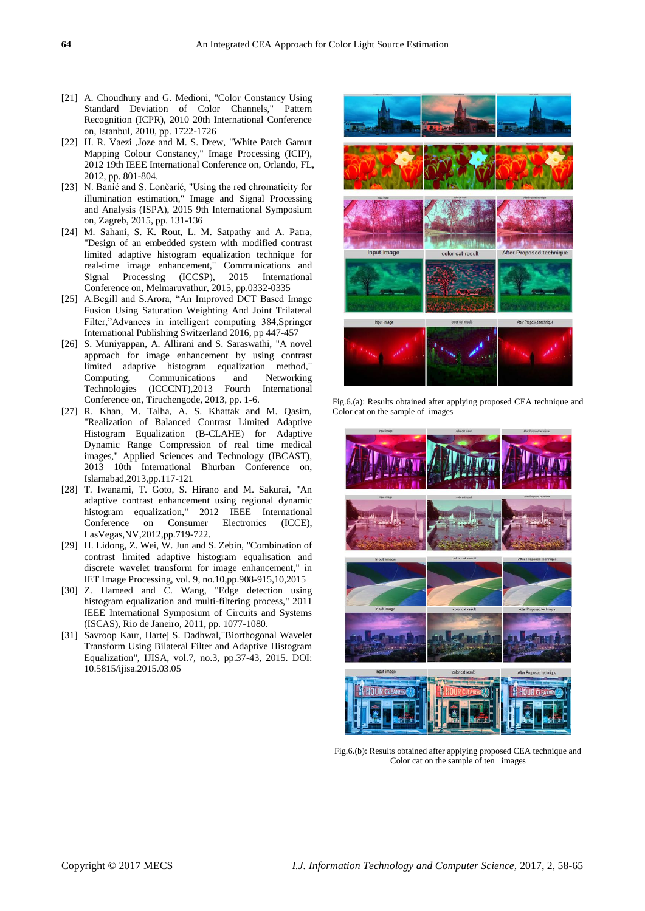[21] A. Choudhury and G. Medioni, "Color Constancy Using Standard Deviation of Color Channels," Pattern Recognition (ICPR), 2010 20th International Conference on, Istanbul, 2010, pp. 1722-1726

[22] H. R. Vaezi ,Joze and M. S. Drew, "White Patch Gamut Mapping Colour Constancy," Image Processing (ICIP), 2012 19th IEEE International Conference on, Orlando, FL, 2012, pp. 801-804.

[23] N. Banić and S. Lončarić, "Using the red chromaticity for illumination estimation," Image and Signal Processing and Analysis (ISPA), 2015 9th International Symposium on, Zagreb, 2015, pp. 131-136

[24] M. Sahani, S. K. Rout, L. M. Satpathy and A. Patra, "Design of an embedded system with modified contrast limited adaptive histogram equalization technique for real-time image enhancement," Communications and Signal Processing (ICCSP), 2015 International Conference on, Melmaruvathur, 2015, pp.0332-0335

[25] A.Begill and S.Arora, "An Improved DCT Based Image Fusion Using Saturation Weighting And Joint Trilateral Filter,"Advances in intelligent computing 384,Springer International Publishing Switzerland 2016, pp 447-457

[26] S. Muniyappan, A. Allirani and S. Saraswathi, "A novel approach for image enhancement by using contrast limited adaptive histogram equalization method," Computing, Communications and Networking Technologies (ICCCNT),2013 Fourth International Conference on, Tiruchengode, 2013, pp. 1-6.

[27] R. Khan, M. Talha, A. S. Khattak and M. Qasim, "Realization of Balanced Contrast Limited Adaptive Histogram Equalization (B-CLAHE) for Adaptive Dynamic Range Compression of real time medical images," Applied Sciences and Technology (IBCAST), 2013 10th International Bhurban Conference on, Islamabad,2013,pp.117-121

[28] T. Iwanami, T. Goto, S. Hirano and M. Sakurai, "An adaptive contrast enhancement using regional dynamic histogram equalization," 2012 IEEE International Conference on Consumer Electronics (ICCE), LasVegas,NV,2012,pp.719-722.

[29] H. Lidong, Z. Wei, W. Jun and S. Zebin, "Combination of contrast limited adaptive histogram equalisation and discrete wavelet transform for image enhancement," in IET Image Processing, vol. 9, no.10,pp.908-915,10,2015

[30] Z. Hameed and C. Wang, "Edge detection using histogram equalization and multi-filtering process," 2011 IEEE International Symposium of Circuits and Systems (ISCAS), Rio de Janeiro, 2011, pp. 1077-1080.

[31] Savroop Kaur, Hartej S. Dadhwal,"Biorthogonal Wavelet Transform Using Bilateral Filter and Adaptive Histogram Equalization", IJISA, vol.7, no.3, pp.37-43, 2015. DOI: 10.5815/ijisa.2015.03.05

Fig.6.(a): Results obtained after applying proposed CEA technique and Color cat on the sample of images

Fig.6.(b): Results obtained after applying proposed CEA technique and Color cat on the sample of ten images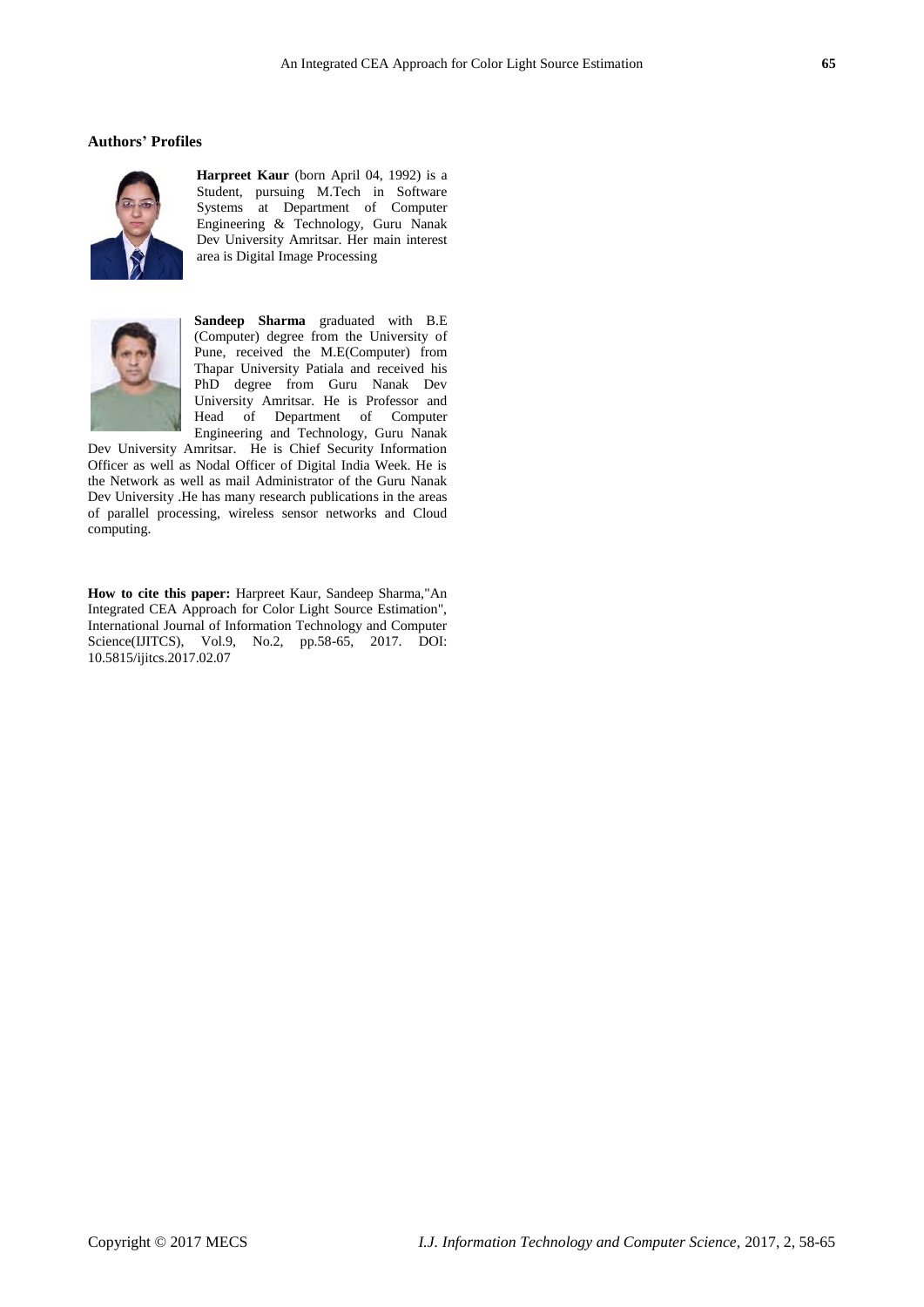## Authors' Profiles

**Harpreet Kaur** (born April 04, 1992) is a Student, pursuing M.Tech in Software Systems at Department of Computer Engineering & Technology, Guru Nanak Dev University Amritsar. Her main interest area is Digital Image Processing

**Sandeep Sharma** graduated with B.E (Computer) degree from the University of Pune, received the M.E(Computer) from Thapar University Patiala and received his PhD degree from Guru Nanak Dev University Amritsar. He is Professor and Head of Department of Computer Engineering and Technology, Guru Nanak Dev University Amritsar. He is Chief Security Information Officer as well as Nodal Officer of Digital India Week. He is the Network as well as mail Administrator of the Guru Nanak Dev University .He has many research publications in the areas of parallel processing, wireless sensor networks and Cloud computing.

**How to cite this paper:** Harpreet Kaur, Sandeep Sharma,"An Integrated CEA Approach for Color Light Source Estimation", International Journal of Information Technology and Computer Science(IJITCS), Vol.9, No.2, pp.58-65, 2017. DOI: 10.5815/ijitcs.2017.02.07